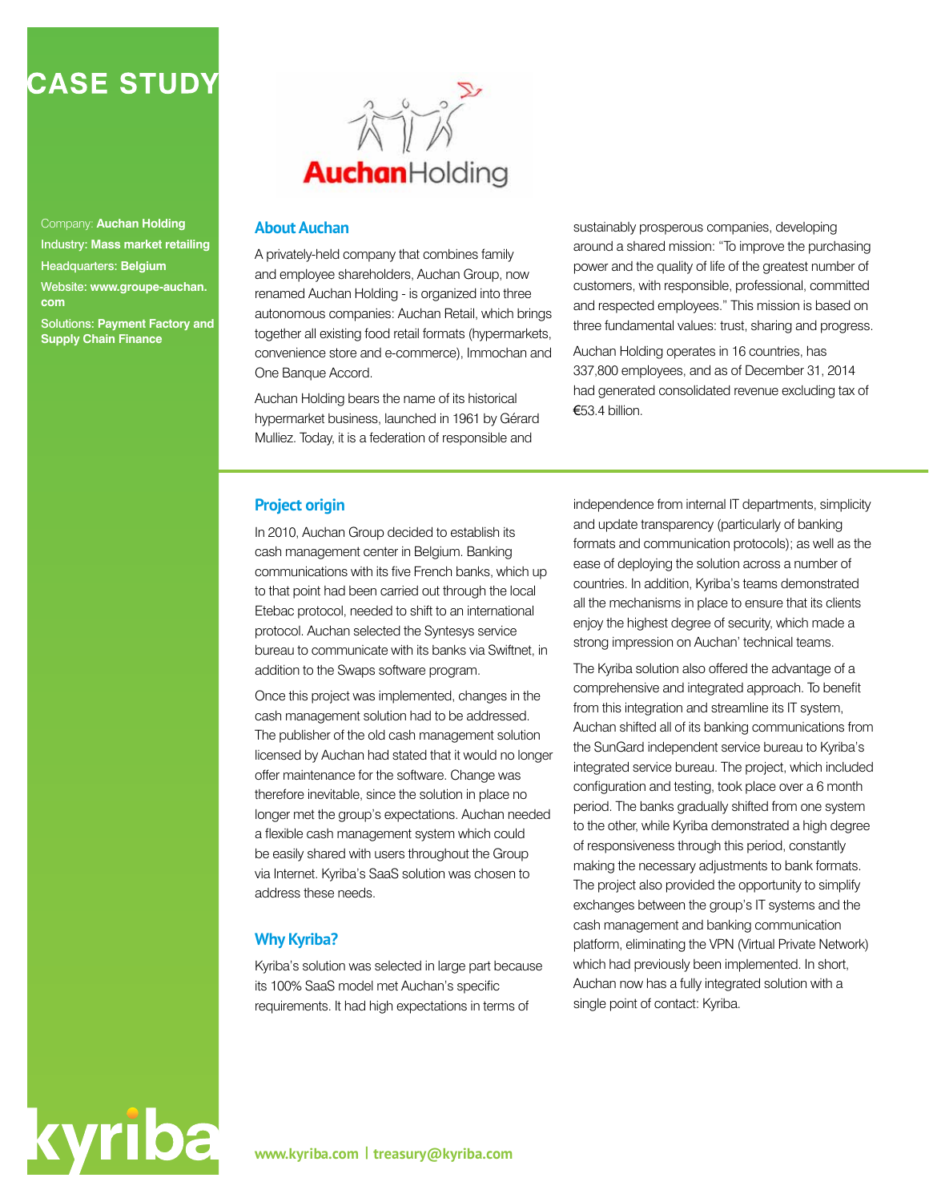# CASE STUDY

**Auchan**Holding

Company: **Auchan Holding**

Industry: **Mass market retailing**

Headquarters: **Belgium**

Website: **www.groupe-auchan.com**

Solutions: **Payment Factory and Supply Chain Finance**

## About Auchan

A privately-held company that combines family and employee shareholders, Auchan Group, now renamed Auchan Holding - is organized into three autonomous companies: Auchan Retail, which brings together all existing food retail formats (hypermarkets, convenience store and e-commerce), Immochan and One Banque Accord.

Auchan Holding bears the name of its historical hypermarket business, launched in 1961 by Gérard Mulliez. Today, it is a federation of responsible and sustainably prosperous companies, developing around a shared mission: "To improve the purchasing power and the quality of life of the greatest number of customers, with responsible, professional, committed and respected employees." This mission is based on three fundamental values: trust, sharing and progress.

Auchan Holding operates in 16 countries, has 337,800 employees, and as of December 31, 2014 had generated consolidated revenue excluding tax of €53.4 billion.

## Project origin

In 2010, Auchan Group decided to establish its cash management center in Belgium. Banking communications with its five French banks, which up to that point had been carried out through the local Etebac protocol, needed to shift to an international protocol. Auchan selected the Syntesys service bureau to communicate with its banks via Swiftnet, in addition to the Swaps software program.

Once this project was implemented, changes in the cash management solution had to be addressed. The publisher of the old cash management solution licensed by Auchan had stated that it would no longer offer maintenance for the software. Change was therefore inevitable, since the solution in place no longer met the group's expectations. Auchan needed a flexible cash management system which could be easily shared with users throughout the Group via Internet. Kyriba's SaaS solution was chosen to address these needs.

## Why Kyriba?

Kyriba's solution was selected in large part because its 100% SaaS model met Auchan's specific requirements. It had high expectations in terms of independence from internal IT departments, simplicity and update transparency (particularly of banking formats and communication protocols); as well as the ease of deploying the solution across a number of countries. In addition, Kyriba's teams demonstrated all the mechanisms in place to ensure that its clients enjoy the highest degree of security, which made a strong impression on Auchan' technical teams.

The Kyriba solution also offered the advantage of a comprehensive and integrated approach. To benefit from this integration and streamline its IT system, Auchan shifted all of its banking communications from the SunGard independent service bureau to Kyriba's integrated service bureau. The project, which included configuration and testing, took place over a 6 month period. The banks gradually shifted from one system to the other, while Kyriba demonstrated a high degree of responsiveness through this period, constantly making the necessary adjustments to bank formats. The project also provided the opportunity to simplify exchanges between the group's IT systems and the cash management and banking communication platform, eliminating the VPN (Virtual Private Network) which had previously been implemented. In short, Auchan now has a fully integrated solution with a single point of contact: Kyriba.

kyriba

www.kyriba.com | treasury@kyriba.com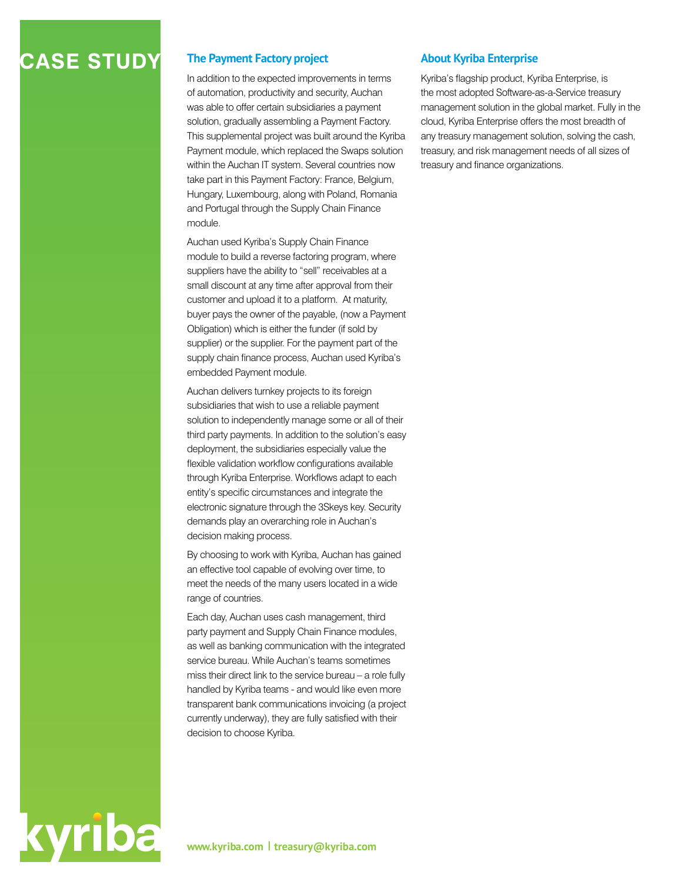# CASE STUDY

## The Payment Factory project

In addition to the expected improvements in terms of automation, productivity and security, Auchan was able to offer certain subsidiaries a payment solution, gradually assembling a Payment Factory. This supplemental project was built around the Kyriba Payment module, which replaced the Swaps solution within the Auchan IT system. Several countries now take part in this Payment Factory: France, Belgium, Hungary, Luxembourg, along with Poland, Romania and Portugal through the Supply Chain Finance module.

Auchan used Kyriba's Supply Chain Finance module to build a reverse factoring program, where suppliers have the ability to "sell" receivables at a small discount at any time after approval from their customer and upload it to a platform. At maturity, buyer pays the owner of the payable, (now a Payment Obligation) which is either the funder (if sold by supplier) or the supplier. For the payment part of the supply chain finance process, Auchan used Kyriba's embedded Payment module.

Auchan delivers turnkey projects to its foreign subsidiaries that wish to use a reliable payment solution to independently manage some or all of their third party payments. In addition to the solution's easy deployment, the subsidiaries especially value the flexible validation workflow configurations available through Kyriba Enterprise. Workflows adapt to each entity's specific circumstances and integrate the electronic signature through the 3Skeys key. Security demands play an overarching role in Auchan's decision making process.

By choosing to work with Kyriba, Auchan has gained an effective tool capable of evolving over time, to meet the needs of the many users located in a wide range of countries.

Each day, Auchan uses cash management, third party payment and Supply Chain Finance modules, as well as banking communication with the integrated service bureau. While Auchan's teams sometimes miss their direct link to the service bureau – a role fully handled by Kyriba teams - and would like even more transparent bank communications invoicing (a project currently underway), they are fully satisfied with their decision to choose Kyriba.

## About Kyriba Enterprise

Kyriba's flagship product, Kyriba Enterprise, is the most adopted Software-as-a-Service treasury management solution in the global market. Fully in the cloud, Kyriba Enterprise offers the most breadth of any treasury management solution, solving the cash, treasury, and risk management needs of all sizes of treasury and finance organizations.

kyriba

**www.kyriba.com | treasury@kyriba.com**